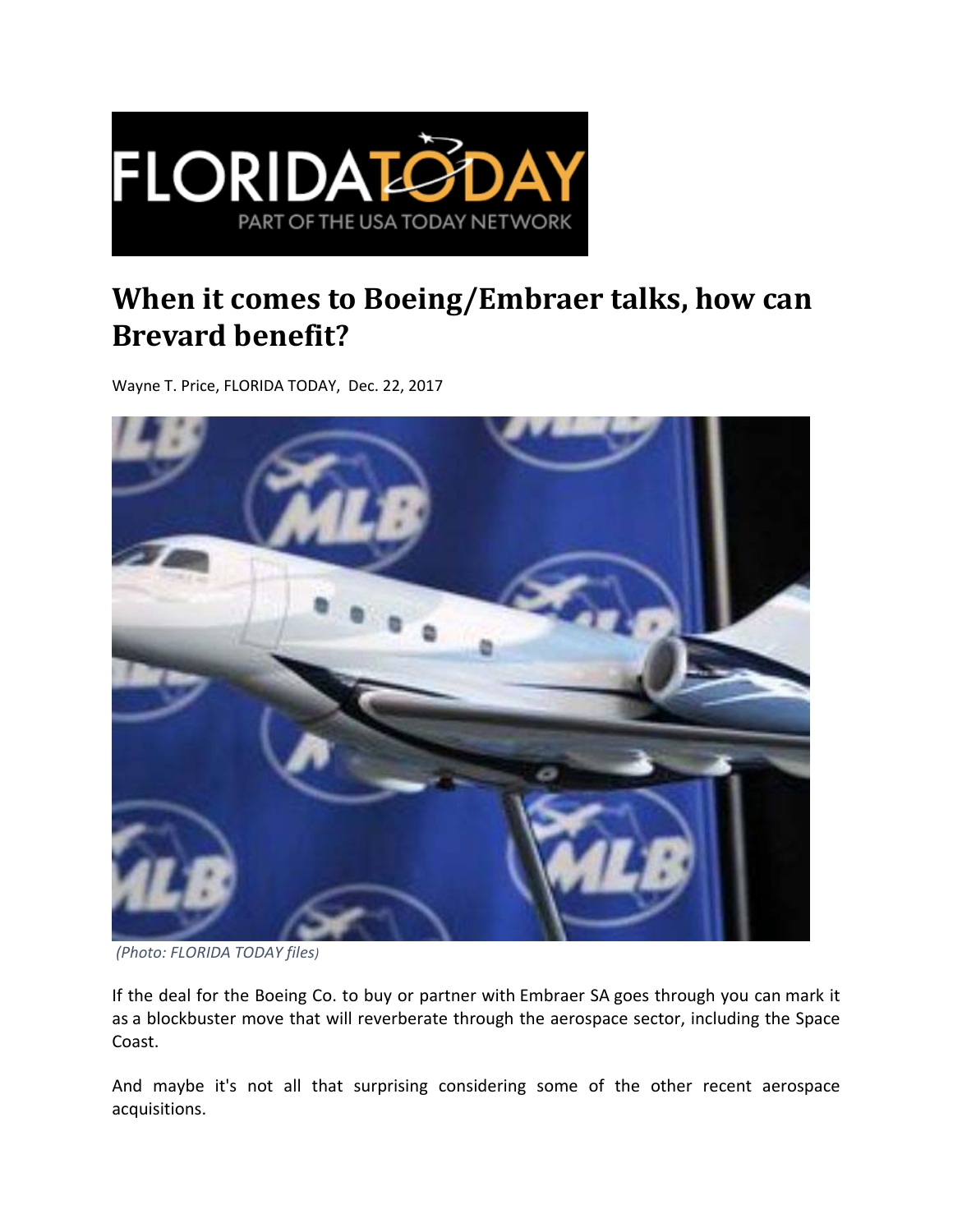FLORIDA TODAY

PART OF THE USA TODAY NETWORK

# When it comes to Boeing/Embraer talks, how can Brevard benefit?

Wayne T. Price, FLORIDA TODAY, Dec. 22, 2017

*(Photo: FLORIDA TODAY files)*

If the deal for the Boeing Co. to buy or partner with Embraer SA goes through you can mark it as a blockbuster move that will reverberate through the aerospace sector, including the Space Coast.

And maybe it's not all that surprising considering some of the other recent aerospace acquisitions.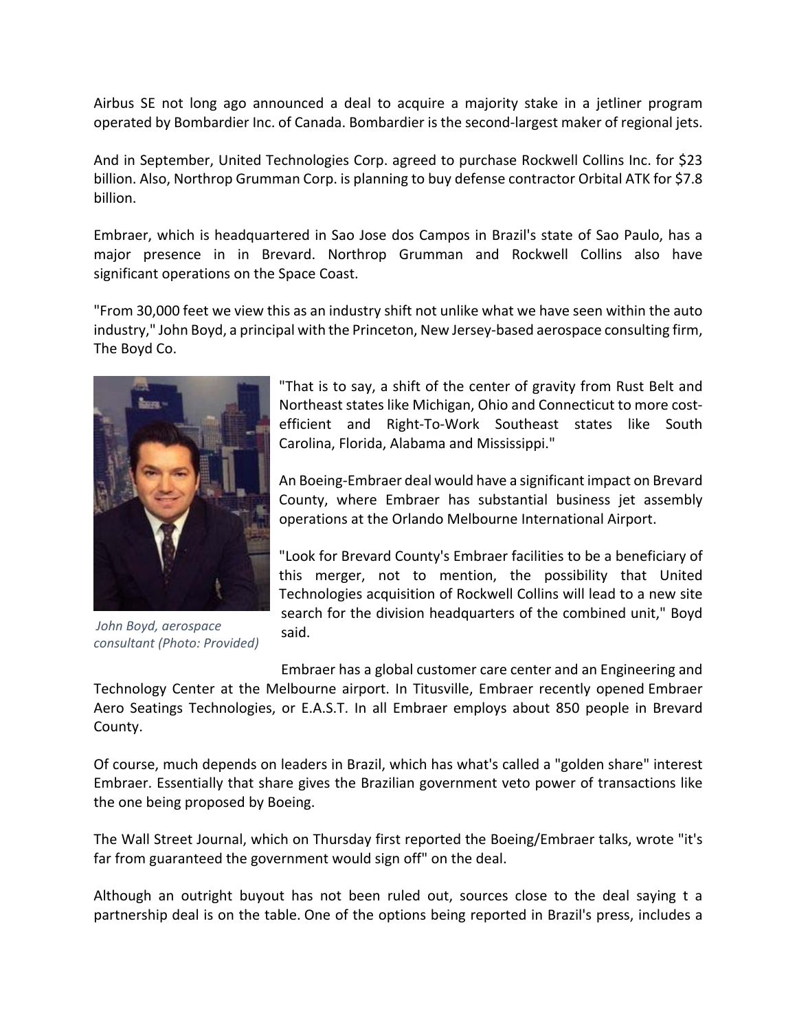Airbus SE not long ago announced a deal to acquire a majority stake in a jetliner program operated by Bombardier Inc. of Canada. Bombardier is the second-largest maker of regional jets.

And in September, United Technologies Corp. agreed to purchase Rockwell Collins Inc. for $23 billion. Also, Northrop Grumman Corp. is planning to buy defense contractor Orbital ATK for $7.8 billion.

Embraer, which is headquartered in Sao Jose dos Campos in Brazil's state of Sao Paulo, has a major presence in in Brevard. Northrop Grumman and Rockwell Collins also have significant operations on the Space Coast.

"From 30,000 feet we view this as an industry shift not unlike what we have seen within the auto industry," John Boyd, a principal with the Princeton, New Jersey-based aerospace consulting firm, The Boyd Co.

*John Boyd, aerospace consultant (Photo: Provided)*

"That is to say, a shift of the center of gravity from Rust Belt and Northeast states like Michigan, Ohio and Connecticut to more cost-efficient and Right-To-Work Southeast states like South Carolina, Florida, Alabama and Mississippi."

An Boeing-Embraer deal would have a significant impact on Brevard County, where Embraer has substantial business jet assembly operations at the Orlando Melbourne International Airport.

"Look for Brevard County's Embraer facilities to be a beneficiary of this merger, not to mention, the possibility that United Technologies acquisition of Rockwell Collins will lead to a new site search for the division headquarters of the combined unit," Boyd said.

Embraer has a global customer care center and an Engineering and Technology Center at the Melbourne airport. In Titusville, Embraer recently opened Embraer Aero Seatings Technologies, or E.A.S.T. In all Embraer employs about 850 people in Brevard County.

Of course, much depends on leaders in Brazil, which has what's called a "golden share" interest Embraer. Essentially that share gives the Brazilian government veto power of transactions like the one being proposed by Boeing.

The Wall Street Journal, which on Thursday first reported the Boeing/Embraer talks, wrote "it's far from guaranteed the government would sign off" on the deal.

Although an outright buyout has not been ruled out, sources close to the deal saying t a partnership deal is on the table. One of the options being reported in Brazil's press, includes a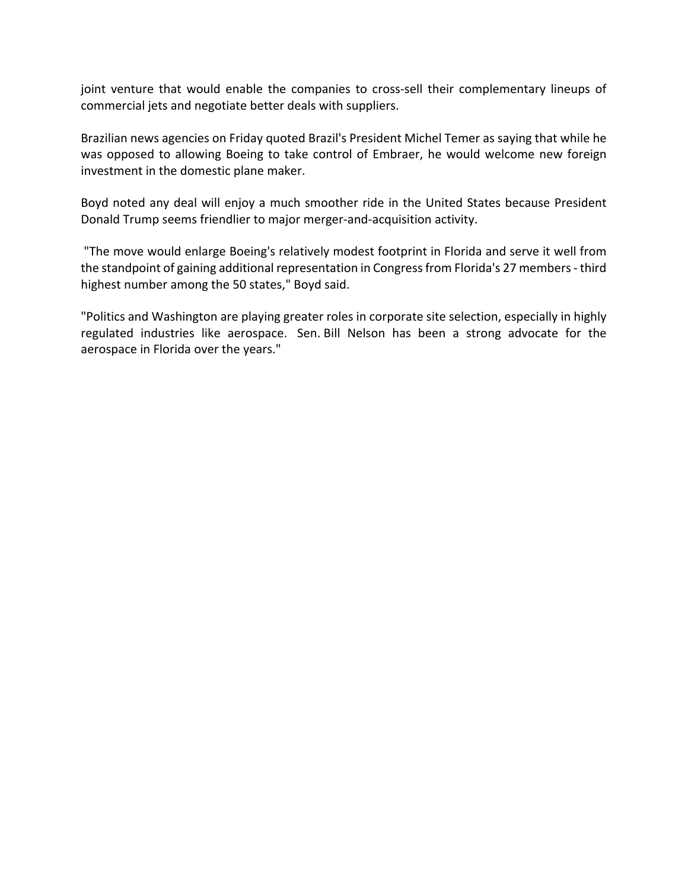joint venture that would enable the companies to cross-sell their complementary lineups of commercial jets and negotiate better deals with suppliers.

Brazilian news agencies on Friday quoted Brazil's President Michel Temer as saying that while he was opposed to allowing Boeing to take control of Embraer, he would welcome new foreign investment in the domestic plane maker.

Boyd noted any deal will enjoy a much smoother ride in the United States because President Donald Trump seems friendlier to major merger-and-acquisition activity.

"The move would enlarge Boeing's relatively modest footprint in Florida and serve it well from the standpoint of gaining additional representation in Congress from Florida's 27 members - third highest number among the 50 states," Boyd said.

"Politics and Washington are playing greater roles in corporate site selection, especially in highly regulated industries like aerospace. Sen. Bill Nelson has been a strong advocate for the aerospace in Florida over the years."